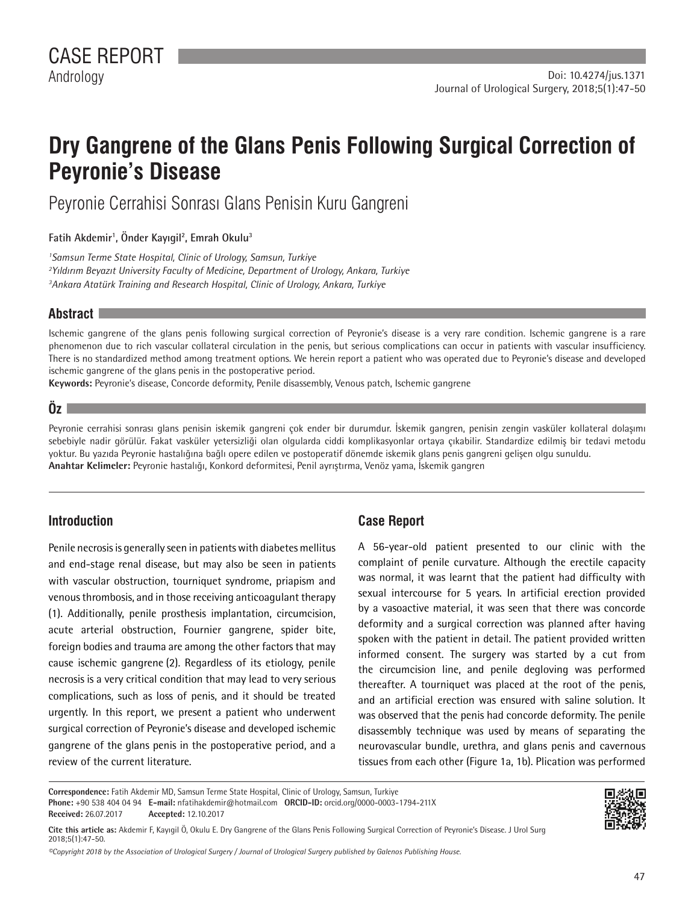CASE REPORT

Andrology

Doi: 10.4274/jus.1371

# Dry Gangrene of the Glans Penis Following Surgical Correction of Peyronie's Disease

## Peyronie Cerrahisi Sonrası Glans Penisin Kuru Gangreni

**Fatih Akdemir[1], Önder Kayıgil[2], Emrah Okulu[3]**

[1]*Samsun Terme State Hospital, Clinic of Urology, Samsun, Turkiye*
[2]*Yıldırım Beyazıt University Faculty of Medicine, Department of Urology, Ankara, Turkiye*
[3]*Ankara Atatürk Training and Research Hospital, Clinic of Urology, Ankara, Turkiye*

## Abstract

Ischemic gangrene of the glans penis following surgical correction of Peyronie's disease is a very rare condition. Ischemic gangrene is a rare phenomenon due to rich vascular collateral circulation in the penis, but serious complications can occur in patients with vascular insufficiency. There is no standardized method among treatment options. We herein report a patient who was operated due to Peyronie's disease and developed ischemic gangrene of the glans penis in the postoperative period.

**Keywords:** Peyronie's disease, Concorde deformity, Penile disassembly, Venous patch, Ischemic gangrene

## Öz

Peyronie cerrahisi sonrası glans penisin iskemik gangreni çok ender bir durumdur. İskemik gangren, penisin zengin vasküler kollateral dolaşımı sebebiyle nadir görülür. Fakat vasküler yetersizliği olan olgularda ciddi komplikasyonlar ortaya çıkabilir. Standardize edilmiş bir tedavi metodu yoktur. Bu yazıda Peyronie hastalığına bağlı opere edilen ve postoperatif dönemde iskemik glans penis gangreni gelişen olgu sunuldu.

**Anahtar Kelimeler:** Peyronie hastalığı, Konkord deformitesi, Penil ayrıştırma, Venöz yama, İskemik gangren

## Introduction

Penile necrosis is generally seen in patients with diabetes mellitus and end-stage renal disease, but may also be seen in patients with vascular obstruction, tourniquet syndrome, priapism and venous thrombosis, and in those receiving anticoagulant therapy (1). Additionally, penile prosthesis implantation, circumcision, acute arterial obstruction, Fournier gangrene, spider bite, foreign bodies and trauma are among the other factors that may cause ischemic gangrene (2). Regardless of its etiology, penile necrosis is a very critical condition that may lead to very serious complications, such as loss of penis, and it should be treated urgently. In this report, we present a patient who underwent surgical correction of Peyronie's disease and developed ischemic gangrene of the glans penis in the postoperative period, and a review of the current literature.

## Case Report

A 56-year-old patient presented to our clinic with the complaint of penile curvature. Although the erectile capacity was normal, it was learnt that the patient had difficulty with sexual intercourse for 5 years. In artificial erection provided by a vasoactive material, it was seen that there was concorde deformity and a surgical correction was planned after having spoken with the patient in detail. The patient provided written informed consent. The surgery was started by a cut from the circumcision line, and penile degloving was performed thereafter. A tourniquet was placed at the root of the penis, and an artificial erection was ensured with saline solution. It was observed that the penis had concorde deformity. The penile disassembly technique was used by means of separating the neurovascular bundle, urethra, and glans penis and cavernous tissues from each other (Figure 1a, 1b). Plication was performed

**Correspondence:** Fatih Akdemir MD, Samsun Terme State Hospital, Clinic of Urology, Samsun, Turkiye
**Phone:** +90 538 404 04 94 **E-mail:** nfatihakdemir@hotmail.com **ORCID-ID:** orcid.org/0000-0003-1794-211X
**Received:** 26.07.2017 **Accepted:** 12.10.2017

**Cite this article as:** Akdemir F, Kayıgil Ö, Okulu E. Dry Gangrene of the Glans Penis Following Surgical Correction of Peyronie's Disease. J Urol Surg 2018;5(1):47-50.

*©Copyright 2018 by the Association of Urological Surgery / Journal of Urological Surgery published by Galenos Publishing House.*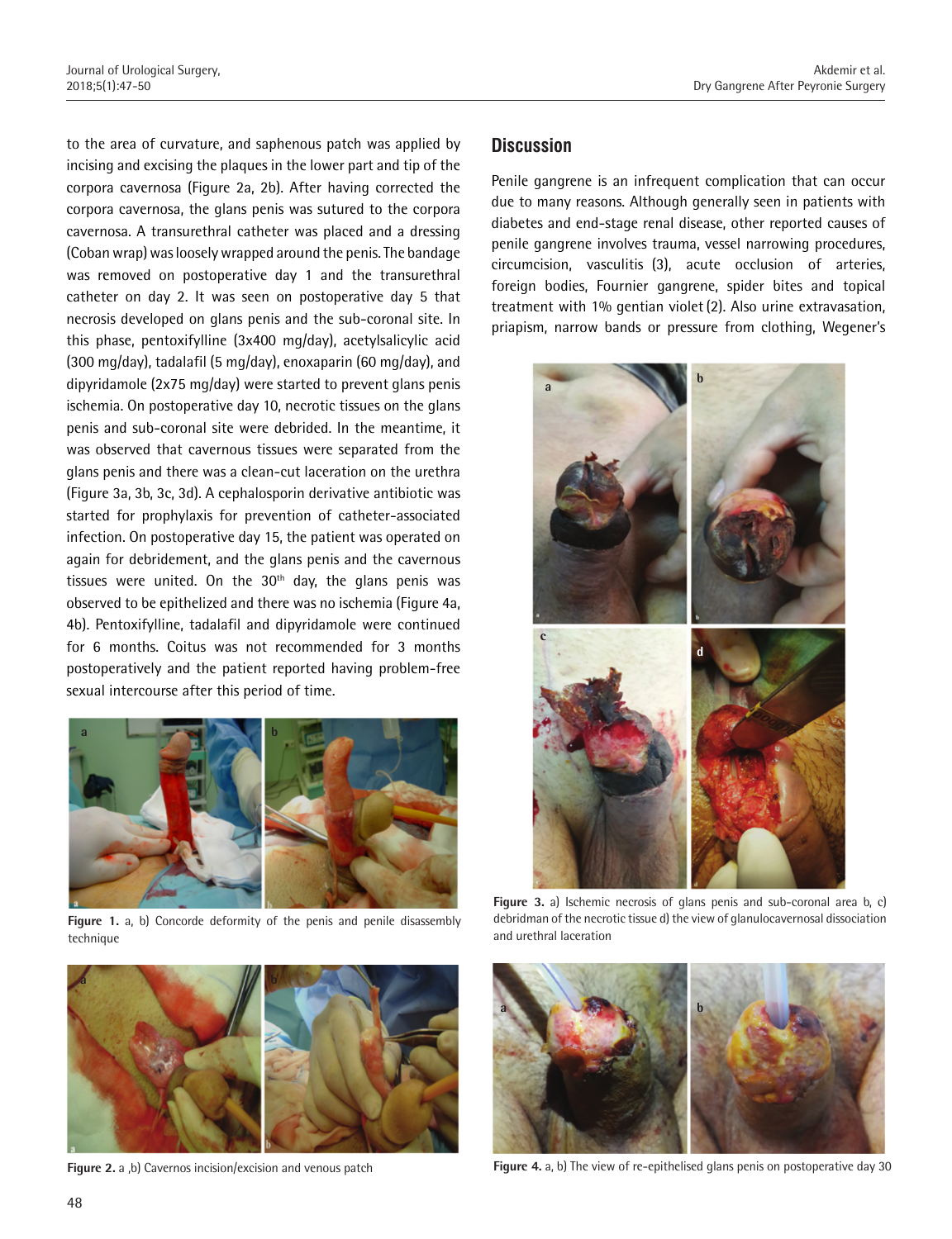to the area of curvature, and saphenous patch was applied by incising and excising the plaques in the lower part and tip of the corpora cavernosa (Figure 2a, 2b). After having corrected the corpora cavernosa, the glans penis was sutured to the corpora cavernosa. A transurethral catheter was placed and a dressing (Coban wrap) was loosely wrapped around the penis. The bandage was removed on postoperative day 1 and the transurethral catheter on day 2. It was seen on postoperative day 5 that necrosis developed on glans penis and the sub-coronal site. In this phase, pentoxifylline (3x400 mg/day), acetylsalicylic acid (300 mg/day), tadalafil (5 mg/day), enoxaparin (60 mg/day), and dipyridamole (2x75 mg/day) were started to prevent glans penis ischemia. On postoperative day 10, necrotic tissues on the glans penis and sub-coronal site were debrided. In the meantime, it was observed that cavernous tissues were separated from the glans penis and there was a clean-cut laceration on the urethra (Figure 3a, 3b, 3c, 3d). A cephalosporin derivative antibiotic was started for prophylaxis for prevention of catheter-associated infection. On postoperative day 15, the patient was operated on again for debridement, and the glans penis and the cavernous tissues were united. On the 30th day, the glans penis was observed to be epithelized and there was no ischemia (Figure 4a, 4b). Pentoxifylline, tadalafil and dipyridamole were continued for 6 months. Coitus was not recommended for 3 months postoperatively and the patient reported having problem-free sexual intercourse after this period of time.

**Figure 1.** a, b) Concorde deformity of the penis and penile disassembly technique

**Figure 2.** a ,b) Cavernos incision/excision and venous patch

## Discussion

Penile gangrene is an infrequent complication that can occur due to many reasons. Although generally seen in patients with diabetes and end-stage renal disease, other reported causes of penile gangrene involves trauma, vessel narrowing procedures, circumcision, vasculitis (3), acute occlusion of arteries, foreign bodies, Fournier gangrene, spider bites and topical treatment with 1% gentian violet (2). Also urine extravasation, priapism, narrow bands or pressure from clothing, Wegener's

**Figure 3.** a) Ischemic necrosis of glans penis and sub-coronal area b, c) debridman of the necrotic tissue d) the view of glanulocavernosal dissociation and urethral laceration

**Figure 4.** a, b) The view of re-epithelised glans penis on postoperative day 30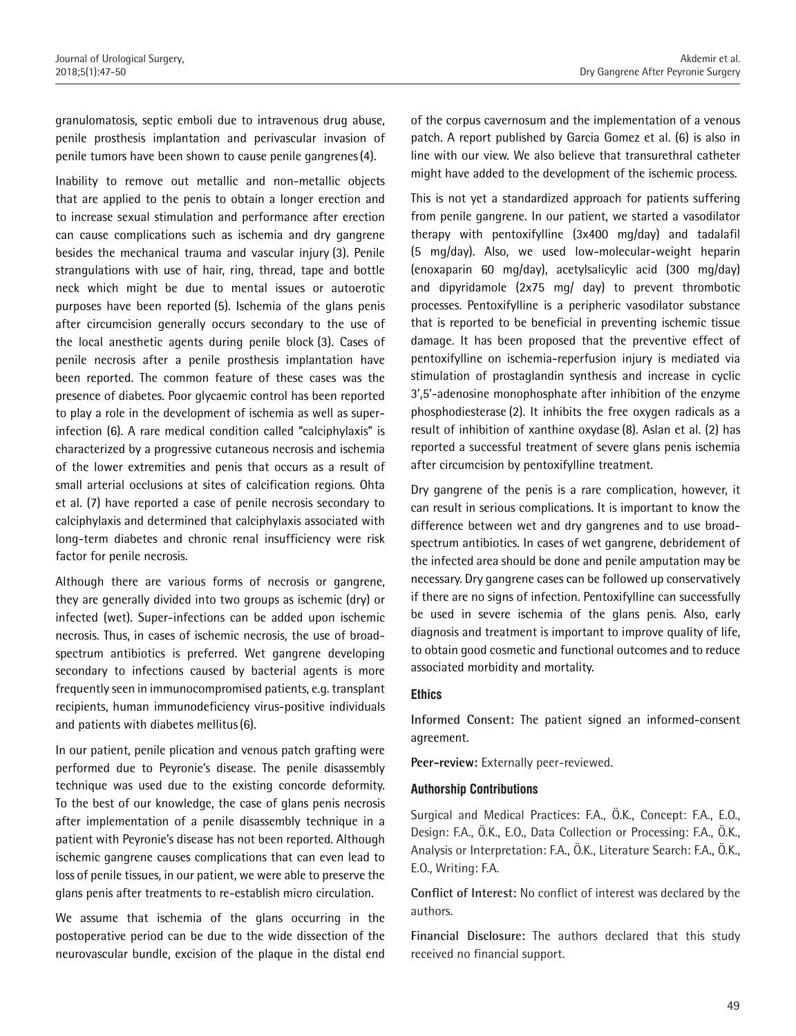granulomatosis, septic emboli due to intravenous drug abuse, penile prosthesis implantation and perivascular invasion of penile tumors have been shown to cause penile gangrenes (4).

Inability to remove out metallic and non-metallic objects that are applied to the penis to obtain a longer erection and to increase sexual stimulation and performance after erection can cause complications such as ischemia and dry gangrene besides the mechanical trauma and vascular injury (3). Penile strangulations with use of hair, ring, thread, tape and bottle neck which might be due to mental issues or autoerotic purposes have been reported (5). Ischemia of the glans penis after circumcision generally occurs secondary to the use of the local anesthetic agents during penile block (3). Cases of penile necrosis after a penile prosthesis implantation have been reported. The common feature of these cases was the presence of diabetes. Poor glycaemic control has been reported to play a role in the development of ischemia as well as super-infection (6). A rare medical condition called "calciphylaxis" is characterized by a progressive cutaneous necrosis and ischemia of the lower extremities and penis that occurs as a result of small arterial occlusions at sites of calcification regions. Ohta et al. (7) have reported a case of penile necrosis secondary to calciphylaxis and determined that calciphylaxis associated with long-term diabetes and chronic renal insufficiency were risk factor for penile necrosis.

Although there are various forms of necrosis or gangrene, they are generally divided into two groups as ischemic (dry) or infected (wet). Super-infections can be added upon ischemic necrosis. Thus, in cases of ischemic necrosis, the use of broad-spectrum antibiotics is preferred. Wet gangrene developing secondary to infections caused by bacterial agents is more frequently seen in immunocompromised patients, e.g. transplant recipients, human immunodeficiency virus-positive individuals and patients with diabetes mellitus (6).

In our patient, penile plication and venous patch grafting were performed due to Peyrone's disease. The penile disassembly technique was used due to the existing concorde deformity. To the best of our knowledge, the case of glans penis necrosis after implementation of a penile disassembly technique in a patient with Peyronie's disease has not been reported. Although ischemic gangrene causes complications that can even lead to loss of penile tissues, in our patient, we were able to preserve the glans penis after treatments to re-establish micro circulation.

We assume that ischemia of the glans occurring in the postoperative period can be due to the wide dissection of the neurovascular bundle, excision of the plaque in the distal end of the corpus cavernosum and the implementation of a venous patch. A report published by Garcia Gomez et al. (6) is also in line with our view. We also believe that transurethral catheter might have added to the development of the ischemic process.

This is not yet a standardized approach for patients suffering from penile gangrene. In our patient, we started a vasodilator therapy with pentoxifylline (3x400 mg/day) and tadalafil (5 mg/day). Also, we used low-molecular-weight heparin (enoxaparin 60 mg/day), acetylsalicylic acid (300 mg/day) and dipyridamole (2x75 mg/ day) to prevent thrombotic processes. Pentoxifylline is a peripheric vasodilator substance that is reported to be beneficial in preventing ischemic tissue damage. It has been proposed that the preventive effect of pentoxifylline on ischemia-reperfusion injury is mediated via stimulation of prostaglandin synthesis and increase in cyclic 3',5'-adenosine monophosphate after inhibition of the enzyme phosphodiesterase (2). It inhibits the free oxygen radicals as a result of inhibition of xanthine oxydase (8). Aslan et al. (2) has reported a successful treatment of severe glans penis ischemia after circumcision by pentoxifylline treatment.

Dry gangrene of the penis is a rare complication, however, it can result in serious complications. It is important to know the difference between wet and dry gangrenes and to use broad-spectrum antibiotics. In cases of wet gangrene, debridement of the infected area should be done and penile amputation may be necessary. Dry gangrene cases can be followed up conservatively if there are no signs of infection. Pentoxifylline can successfully be used in severe ischemia of the glans penis. Also, early diagnosis and treatment is important to improve quality of life, to obtain good cosmetic and functional outcomes and to reduce associated morbidity and mortality.

### Ethics

**Informed Consent:** The patient signed an informed-consent agreement.

**Peer-review:** Externally peer-reviewed.

### Authorship Contributions

Surgical and Medical Practices: F.A., Ö.K., Concept: F.A., E.O., Design: F.A., Ö.K., E.O., Data Collection or Processing: F.A., Ö.K., Analysis or Interpretation: F.A., Ö.K., Literature Search: F.A., Ö.K., E.O., Writing: F.A.

**Conflict of Interest:** No conflict of interest was declared by the authors.

**Financial Disclosure:** The authors declared that this study received no financial support.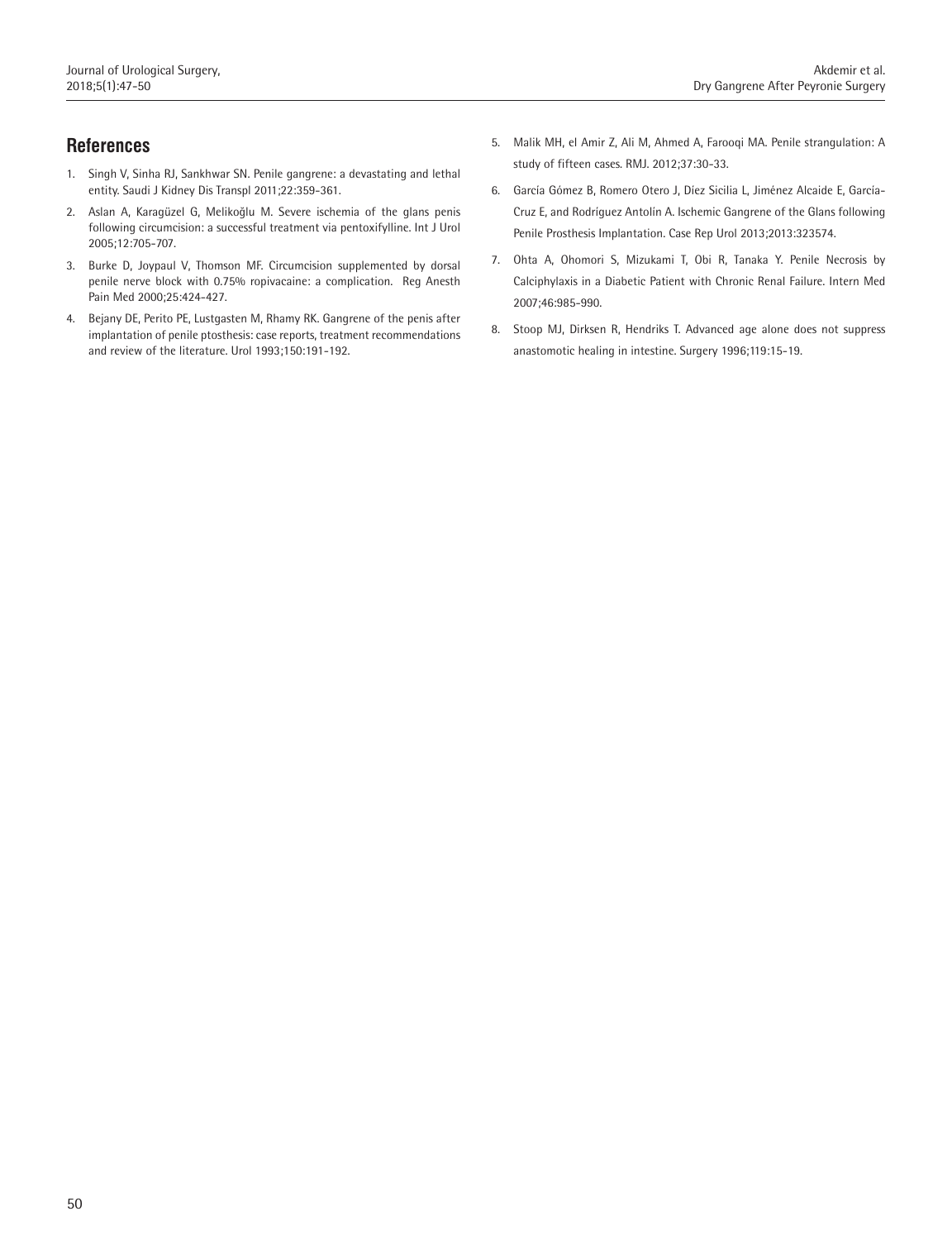## References

1. Singh V, Sinha RJ, Sankhwar SN. Penile gangrene: a devastating and lethal entity. Saudi J Kidney Dis Transpl 2011;22:359-361.
2. Aslan A, Karagüzel G, Melikoğlu M. Severe ischemia of the glans penis following circumcision: a successful treatment via pentoxifylline. Int J Urol 2005;12:705-707.
3. Burke D, Joypaul V, Thomson MF. Circumcision supplemented by dorsal penile nerve block with 0.75% ropivacaine: a complication. Reg Anesth Pain Med 2000;25:424-427.
4. Bejany DE, Perito PE, Lustgasten M, Rhamy RK. Gangrene of the penis after implantation of penile ptosthesis: case reports, treatment recommendations and review of the literature. Urol 1993;150:191-192.
5. Malik MH, el Amir Z, Ali M, Ahmed A, Farooqi MA. Penile strangulation: A study of fifteen cases. RMJ. 2012;37:30-33.
6. García Gómez B, Romero Otero J, Díez Sicilia L, Jiménez Alcaide E, García-Cruz E, and Rodríguez Antolín A. Ischemic Gangrene of the Glans following Penile Prosthesis Implantation. Case Rep Urol 2013;2013:323574.
7. Ohta A, Ohomori S, Mizukami T, Obi R, Tanaka Y. Penile Necrosis by Calciphylaxis in a Diabetic Patient with Chronic Renal Failure. Intern Med 2007;46:985-990.
8. Stoop MJ, Dirksen R, Hendriks T. Advanced age alone does not suppress anastomotic healing in intestine. Surgery 1996;119:15-19.